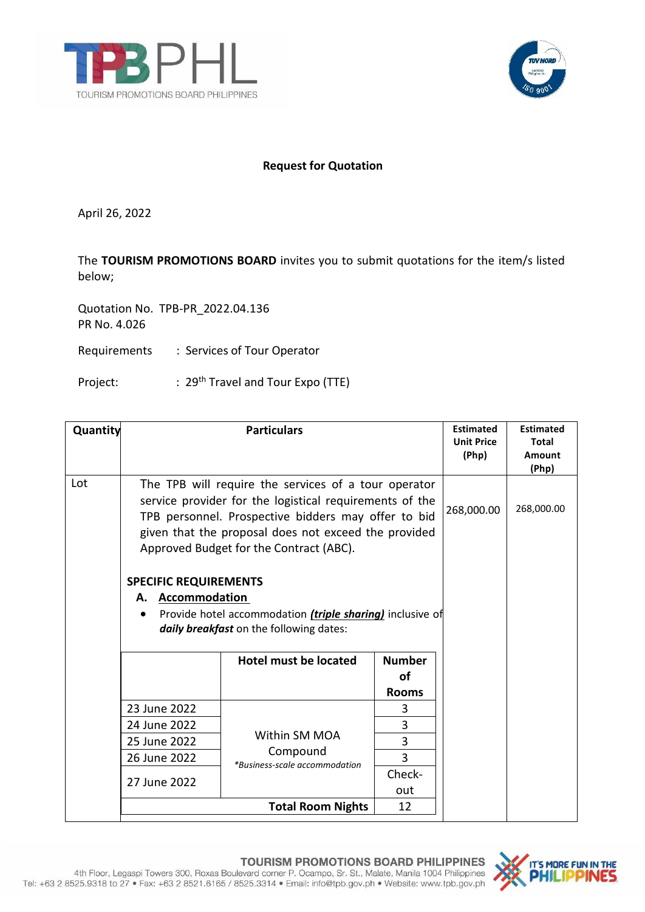**Request for Quotation**

April 26, 2022

The **TOURISM PROMOTIONS BOARD** invites you to submit quotations for the item/s listed below;

Quotation No. TPB-PR_2022.04.136
PR No. 4.026

Requirements : Services of Tour Operator

Project: : 29th Travel and Tour Expo (TTE)

| Quantity | Particulars | Estimated Unit Price (Php) | Estimated Total Amount (Php) |
|---|---|---|---|
| Lot | The TPB will require the services of a tour operator service provider for the logistical requirements of the TPB personnel. Prospective bidders may offer to bid given that the proposal does not exceed the provided Approved Budget for the Contract (ABC). | 268,000.00 | 268,000.00 |

**SPECIFIC REQUIREMENTS**

**A. Accommodation**

- Provide hotel accommodation ***triple sharing*** inclusive of ***daily breakfast*** on the following dates:

| | Hotel must be located | Number of Rooms |
|---|---|---|
| 23 June 2022 | Within SM MOA Compound *\*Business-scale accommodation* | 3 |
| 24 June 2022 | | 3 |
| 25 June 2022 | | 3 |
| 26 June 2022 | | 3 |
| 27 June 2022 | | Check-out |
| **Total Room Nights** | | 12 |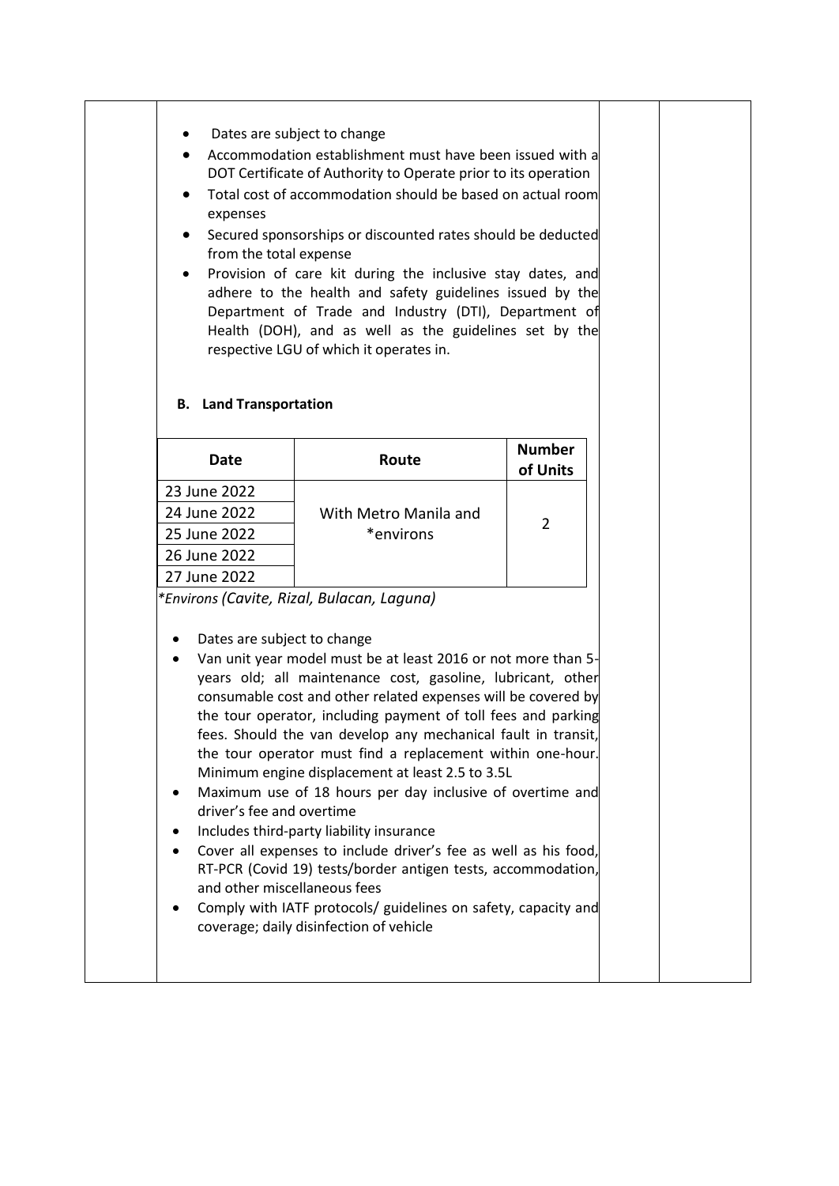- Dates are subject to change
- Accommodation establishment must have been issued with a DOT Certificate of Authority to Operate prior to its operation
- Total cost of accommodation should be based on actual room expenses
- Secured sponsorships or discounted rates should be deducted from the total expense
- Provision of care kit during the inclusive stay dates, and adhere to the health and safety guidelines issued by the Department of Trade and Industry (DTI), Department of Health (DOH), and as well as the guidelines set by the respective LGU of which it operates in.

**B. Land Transportation**

| Date | Route | Number of Units |
|---|---|---|
| 23 June 2022 | With Metro Manila and *environs | 2 |
| 24 June 2022 | | |
| 25 June 2022 | | |
| 26 June 2022 | | |
| 27 June 2022 | | |

*Environs (Cavite, Rizal, Bulacan, Laguna)*

- Dates are subject to change
- Van unit year model must be at least 2016 or not more than 5-years old; all maintenance cost, gasoline, lubricant, other consumable cost and other related expenses will be covered by the tour operator, including payment of toll fees and parking fees. Should the van develop any mechanical fault in transit, the tour operator must find a replacement within one-hour. Minimum engine displacement at least 2.5 to 3.5L
- Maximum use of 18 hours per day inclusive of overtime and driver's fee and overtime
- Includes third-party liability insurance
- Cover all expenses to include driver's fee as well as his food, RT-PCR (Covid 19) tests/border antigen tests, accommodation, and other miscellaneous fees
- Comply with IATF protocols/ guidelines on safety, capacity and coverage; daily disinfection of vehicle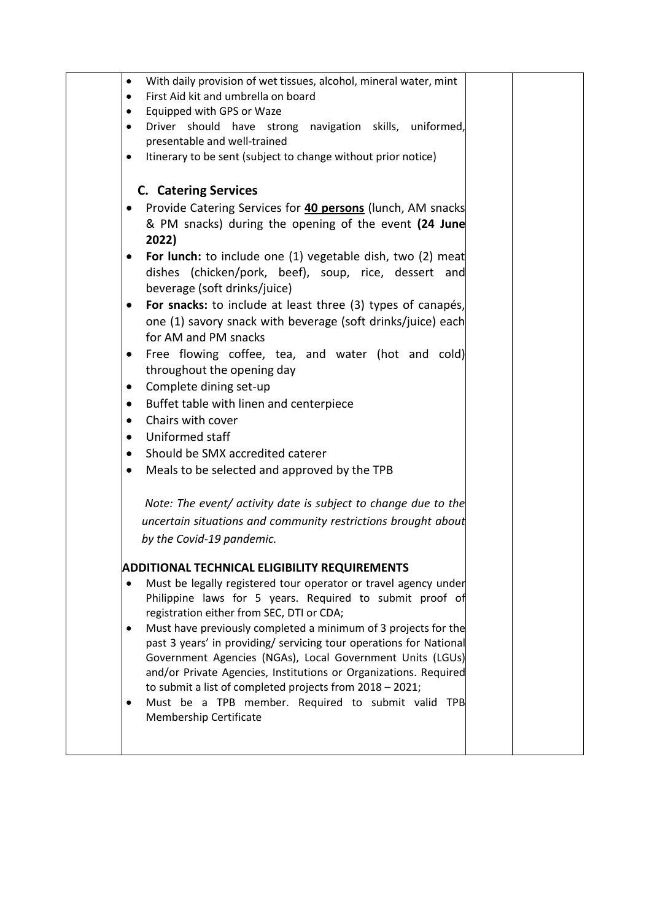| | | | |
|---|---|---|---|
| | • With daily provision of wet tissues, alcohol, mineral water, mint<br>• First Aid kit and umbrella on board<br>• Equipped with GPS or Waze<br>• Driver should have strong navigation skills, uniformed, presentable and well-trained<br>• Itinerary to be sent (subject to change without prior notice)<br><br>**C. Catering Services**<br>• Provide Catering Services for <u>**40 persons**</u> (lunch, AM snacks & PM snacks) during the opening of the event **(24 June 2022)**<br>• **For lunch:** to include one (1) vegetable dish, two (2) meat dishes (chicken/pork, beef), soup, rice, dessert and beverage (soft drinks/juice)<br>• **For snacks:** to include at least three (3) types of canapés, one (1) savory snack with beverage (soft drinks/juice) each for AM and PM snacks<br>• Free flowing coffee, tea, and water (hot and cold) throughout the opening day<br>• Complete dining set-up<br>• Buffet table with linen and centerpiece<br>• Chairs with cover<br>• Uniformed staff<br>• Should be SMX accredited caterer<br>• Meals to be selected and approved by the TPB<br><br>*Note: The event/ activity date is subject to change due to the uncertain situations and community restrictions brought about by the Covid-19 pandemic.*<br><br>**ADDITIONAL TECHNICAL ELIGIBILITY REQUIREMENTS**<br>• Must be legally registered tour operator or travel agency under Philippine laws for 5 years. Required to submit proof of registration either from SEC, DTI or CDA;<br>• Must have previously completed a minimum of 3 projects for the past 3 years' in providing/ servicing tour operations for National Government Agencies (NGAs), Local Government Units (LGUs) and/or Private Agencies, Institutions or Organizations. Required to submit a list of completed projects from 2018 – 2021;<br>• Must be a TPB member. Required to submit valid TPB Membership Certificate | | |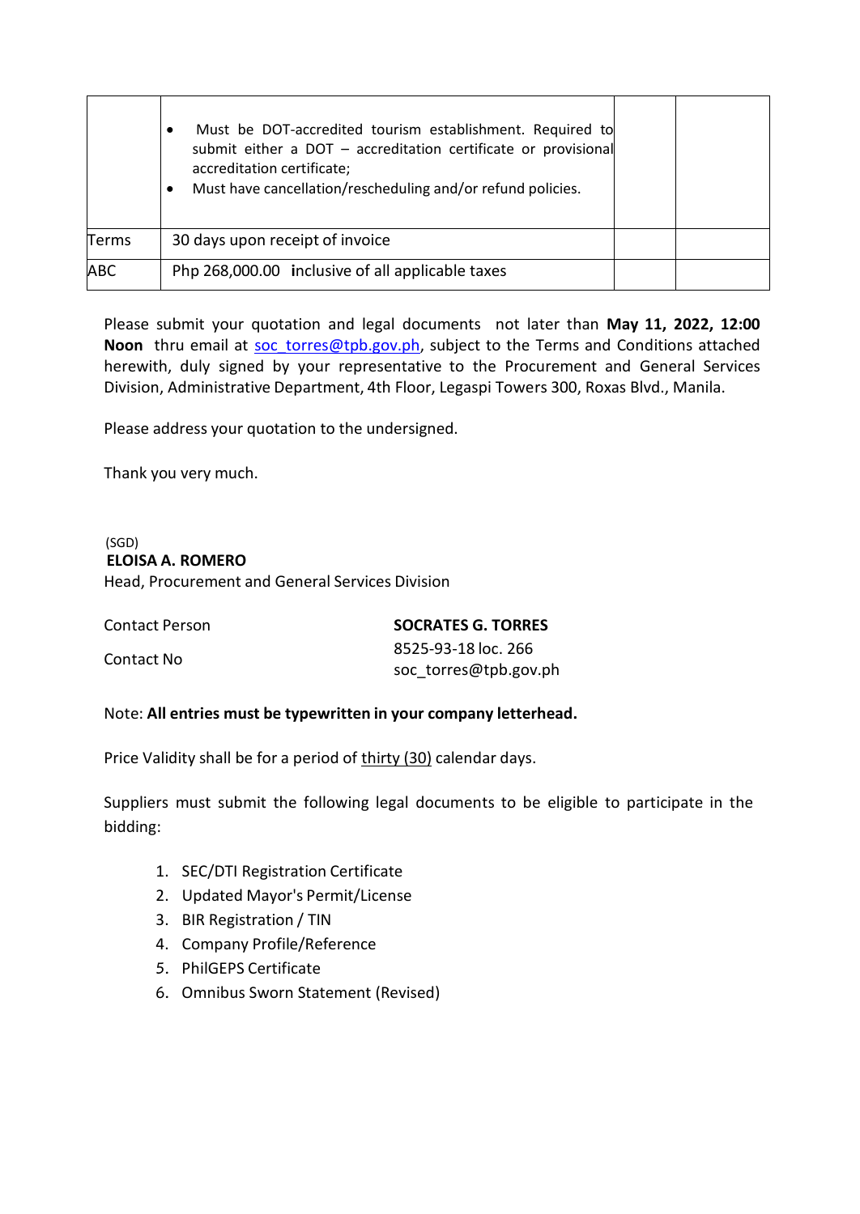| | | | |
|---|---|---|---|
| | • Must be DOT-accredited tourism establishment. Required to submit either a DOT – accreditation certificate or provisional accreditation certificate;<br>• Must have cancellation/rescheduling and/or refund policies. | | |
| Terms | 30 days upon receipt of invoice | | |
| ABC | Php 268,000.00 inclusive of all applicable taxes | | |

Please submit your quotation and legal documents not later than **May 11, 2022, 12:00 Noon** thru email at soc_torres@tpb.gov.ph, subject to the Terms and Conditions attached herewith, duly signed by your representative to the Procurement and General Services Division, Administrative Department, 4th Floor, Legaspi Towers 300, Roxas Blvd., Manila.

Please address your quotation to the undersigned.

Thank you very much.

(SGD)
**ELOISA A. ROMERO**
Head, Procurement and General Services Division

| | |
|---|---|
| Contact Person | **SOCRATES G. TORRES** |
| Contact No | 8525-93-18 loc. 266<br>soc_torres@tpb.gov.ph |

Note: **All entries must be typewritten in your company letterhead.**

Price Validity shall be for a period of thirty (30) calendar days.

Suppliers must submit the following legal documents to be eligible to participate in the bidding:

1. SEC/DTI Registration Certificate
2. Updated Mayor's Permit/License
3. BIR Registration / TIN
4. Company Profile/Reference
5. PhilGEPS Certificate
6. Omnibus Sworn Statement (Revised)